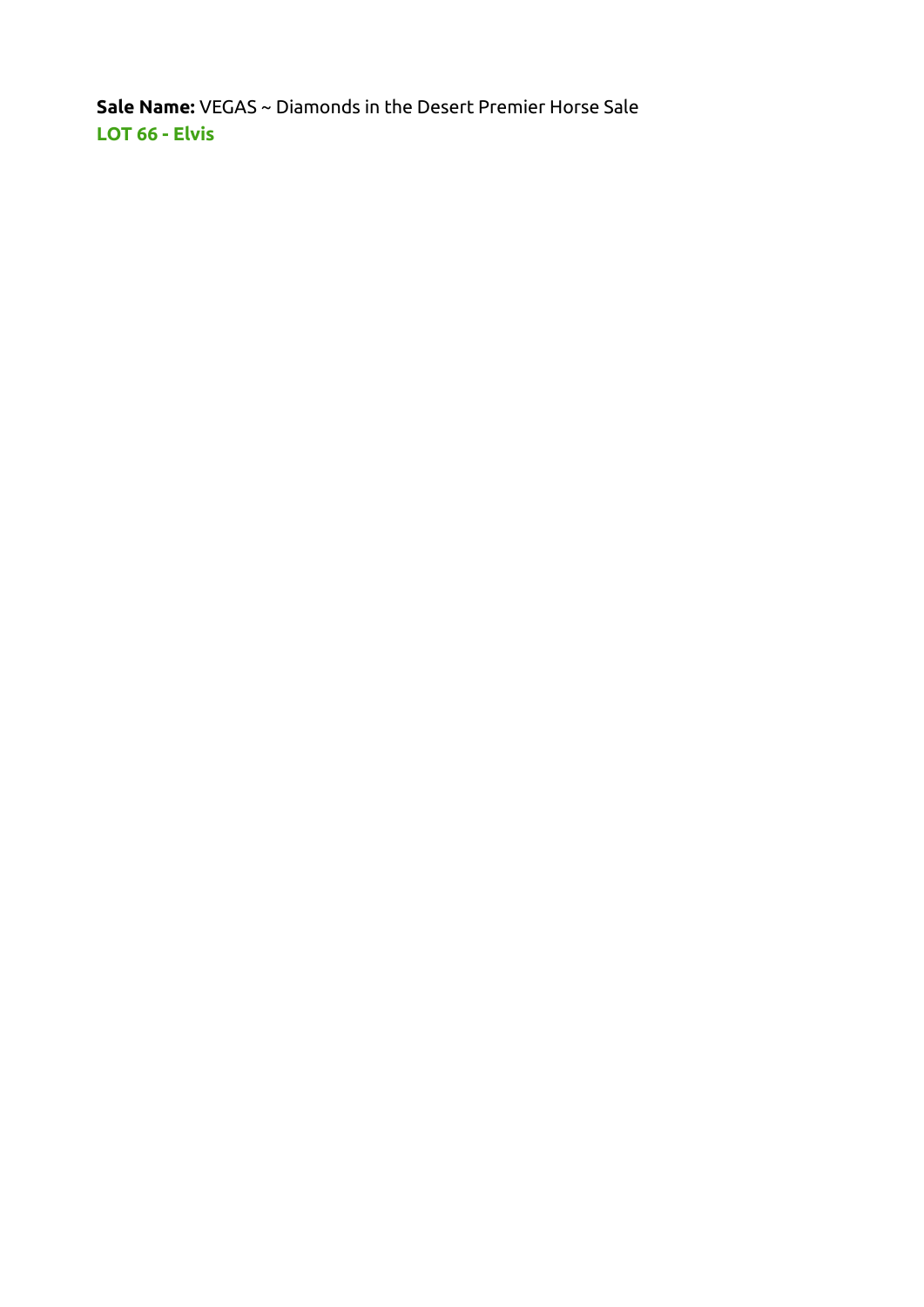**Sale Name:** VEGAS ~ Diamonds in the Desert Premier Horse Sale

**LOT 66 - Elvis**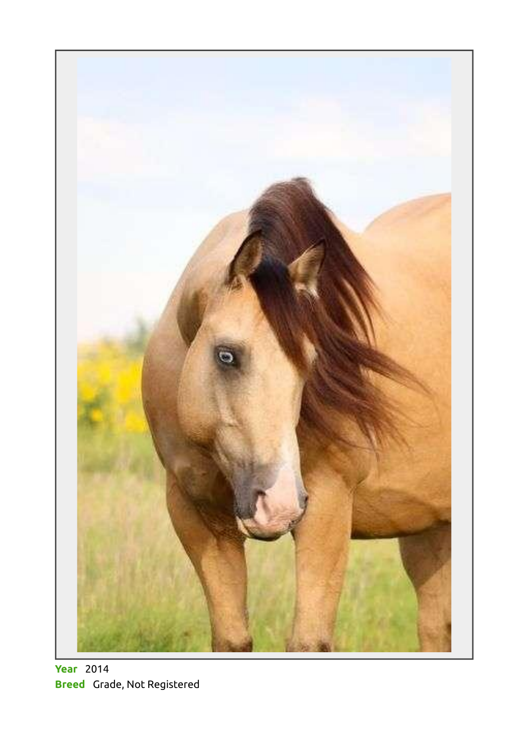**Year** 2014

**Breed** Grade, Not Registered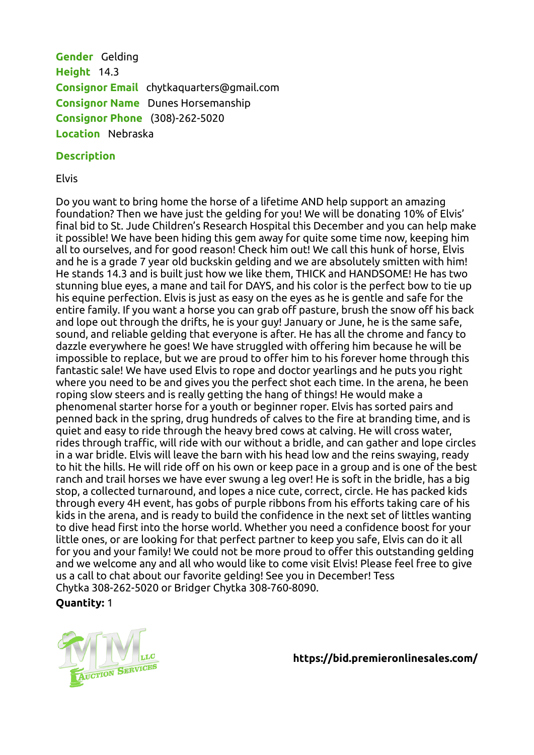**Gender** Gelding
**Height** 14.3
**Consignor Email** chytkaquarters@gmail.com
**Consignor Name** Dunes Horsemanship
**Consignor Phone** (308)-262-5020
**Location** Nebraska

**Description**

Elvis

Do you want to bring home the horse of a lifetime AND help support an amazing foundation? Then we have just the gelding for you! We will be donating 10% of Elvis' final bid to St. Jude Children's Research Hospital this December and you can help make it possible! We have been hiding this gem away for quite some time now, keeping him all to ourselves, and for good reason! Check him out! We call this hunk of horse, Elvis and he is a grade 7 year old buckskin gelding and we are absolutely smitten with him! He stands 14.3 and is built just how we like them, THICK and HANDSOME! He has two stunning blue eyes, a mane and tail for DAYS, and his color is the perfect bow to tie up his equine perfection. Elvis is just as easy on the eyes as he is gentle and safe for the entire family. If you want a horse you can grab off pasture, brush the snow off his back and lope out through the drifts, he is your guy! January or June, he is the same safe, sound, and reliable gelding that everyone is after. He has all the chrome and fancy to dazzle everywhere he goes! We have struggled with offering him because he will be impossible to replace, but we are proud to offer him to his forever home through this fantastic sale! We have used Elvis to rope and doctor yearlings and he puts you right where you need to be and gives you the perfect shot each time. In the arena, he been roping slow steers and is really getting the hang of things! He would make a phenomenal starter horse for a youth or beginner roper. Elvis has sorted pairs and penned back in the spring, drug hundreds of calves to the fire at branding time, and is quiet and easy to ride through the heavy bred cows at calving. He will cross water, rides through traffic, will ride with our without a bridle, and can gather and lope circles in a war bridle. Elvis will leave the barn with his head low and the reins swaying, ready to hit the hills. He will ride off on his own or keep pace in a group and is one of the best ranch and trail horses we have ever swung a leg over! He is soft in the bridle, has a big stop, a collected turnaround, and lopes a nice cute, correct, circle. He has packed kids through every 4H event, has gobs of purple ribbons from his efforts taking care of his kids in the arena, and is ready to build the confidence in the next set of littles wanting to dive head first into the horse world. Whether you need a confidence boost for your little ones, or are looking for that perfect partner to keep you safe, Elvis can do it all for you and your family! We could not be more proud to offer this outstanding gelding and we welcome any and all who would like to come visit Elvis! Please feel free to give us a call to chat about our favorite gelding! See you in December! Tess Chytka 308-262-5020 or Bridger Chytka 308-760-8090.

**Quantity:** 1

MM LLC Auction Services

**https://bid.premieronlinesales.com/**